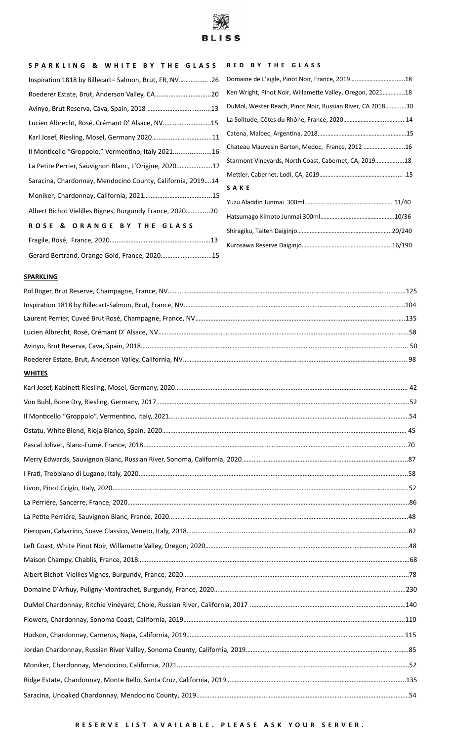# BLISS

## SPARKLING & WHITE BY THE GLASS

Inspiration 1818 by Billecart– Salmon, Brut, FR, NV.................. .26

Roederer Estate, Brut, Anderson Valley, CA.................................20

Avinyo, Brut Reserva, Cava, Spain, 2018 .....................................13

Lucien Albrecht, Rosé, Crémant D' Alsace, NV............................15

Karl Josef, Riesling, Mosel, Germany 2020....................................11

Il Monticello "Groppolo," Vermentino, Italy 2021.....................16

La Petite Perrier, Sauvignon Blanc, L'Origine, 2020.....................12

Saracina, Chardonnay, Mendocino County, California, 2019....14

Moniker, Chardonnay, California, 2021........................................15

Albert Bichot Vielilles Bignes, Burgundy France, 2020..............20

## ROSE & ORANGE BY THE GLASS

Fragile, Rosé, France, 2020..........................................................13

Gerard Bertrand, Orange Gold, France, 2020..............................15

## RED BY THE GLASS

Domaine de L'aigle, Pinot Noir, France, 2019.................................18

Ken Wright, Pinot Noir, Willamette Valley, Oregon, 2021..............18

DuMol, Wester Reach, Pinot Noir, Russian River, CA 2018.............30

La Solitude, Côtes du Rhône, France, 2020..................................... 14

Catena, Malbec, Argentina, 2018.......................................................15

Chateau Mauvesin Barton, Medoc, France, 2012 ..........................16

Starmont Vineyards, North Coast, Cabernet, CA, 2019..................18

Mettler, Cabernet, Lodi, CA, 2019.................................................... .15

## SAKE

Yuzu Aladdin Junmai 300ml ...................................................... 11/40

Hatsumago Kimoto Junmai 300ml..............................................10/36

Shiragiku, Taiten Daiginjo...........................................................20/240

Kurosawa Reserve Daiginjo.........................................................16/190

## SPARKLING

Pol Roger, Brut Reserve, Champagne, France, NV..........................................................125

Inspiration 1818 by Billecart-Salmon, Brut, France, NV..........................................................104

Laurent Perrier, Cuveé Brut Rosé, Champagne, France, NV..........................................................135

Lucien Albrecht, Rosé, Crémant D' Alsace, NV..........................................................58

Avinyo, Brut Reserva, Cava, Spain, 2018.......................................................... 50

Roederer Estate, Brut, Anderson Valley, California, NV.......................................................... 98

## WHITES

Karl Josef, Kabinett Riesling, Mosel, Germany, 2020.......................................................... 42

Von Buhl, Bone Dry, Riesling, Germany, 2017..........................................................52

Il Monticello "Groppolo", Vermentino, Italy, 2021..........................................................54

Ostatu, White Blend, Rioja Blanco, Spain, 2020.......................................................... 45

Pascal Jolivet, Blanc-Fumé, France, 2018..........................................................70

Merry Edwards, Sauvignon Blanc, Russian River, Sonoma, California, 2020..........................................................87

I Frati, Trebbiano di Lugano, Italy, 2020..........................................................58

Livon, Pinot Grigio, Italy, 2020..........................................................52

La Perriére, Sancerre, France, 2020..........................................................86

La Petite Perriére, Sauvignon Blanc, France, 2020..........................................................48

Pieropan, Calvarino, Soave Classico, Veneto, Italy, 2018..........................................................82

Left Coast, White Pinot Noir, Willamette Valley, Oregon, 2020..........................................................48

Maison Champy, Chablis, France, 2018..........................................................68

Albert Bichot Vieilles Vignes, Burgundy, France, 2020..........................................................78

Domaine D'Arhuy, Puligny-Montrachet, Burgundy, France, 2020..........................................................230

DuMol Chardonnay, Ritchie Vineyard, Chole, Russian River, California, 2017 ..........................................................140

Flowers, Chardonnay, Sonoma Coast, California, 2019..........................................................110

Hudson, Chardonnay, Carneros, Napa, California, 2019.......................................................... 115

Jordan Chardonnay, Russian River Valley, Sonoma County, California, 2019.......................................................... ........85

Moniker, Chardonnay, Mendocino, California, 2021..........................................................52

Ridge Estate, Chardonnay, Monte Bello, Santa Cruz, California, 2019..........................................................135

Saracina, Unoaked Chardonnay, Mendocino County, 2019..........................................................54

RESERVE LIST AVAILABLE. PLEASE ASK YOUR SERVER.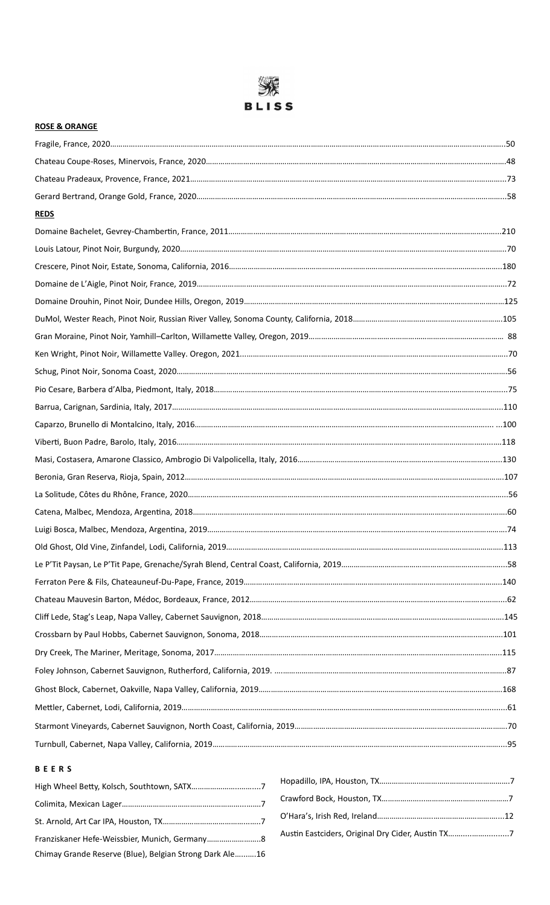# BLISS

**ROSE & ORANGE**

Fragile, France, 2020……………………………………………………………………………………………………………………………………………….50

Chateau Coupe-Roses, Minervois, France, 2020………………………………………………………………………………………………………….48

Chateau Pradeaux, Provence, France, 2021…………………………………………………………………………………………………………….73

Gerard Bertrand, Orange Gold, France, 2020……………………………………………………………………………………………………………58

**REDS**

Domaine Bachelet, Gevrey-Chambertin, France, 2011…………………………………………………………………………………………………210

Louis Latour, Pinot Noir, Burgundy, 2020……………………………………………………………………………………………………………………70

Crescere, Pinot Noir, Estate, Sonoma, California, 2016……………………………………………………………………………………………180

Domaine de L'Aigle, Pinot Noir, France, 2019……………………………………………………………………………………………………………72

Domaine Drouhin, Pinot Noir, Dundee Hills, Oregon, 2019…………………………………………………………………………………………125

DuMol, Wester Reach, Pinot Noir, Russian River Valley, Sonoma County, California, 2018…………………………………………………105

Gran Moraine, Pinot Noir, Yamhill–Carlton, Willamette Valley, Oregon, 2019…………………………………………………………………… 88

Ken Wright, Pinot Noir, Willamette Valley. Oregon, 2021……………………………………………………………………………………………70

Schug, Pinot Noir, Sonoma Coast, 2020……………………………………………………………………………………………………………………56

Pio Cesare, Barbera d'Alba, Piedmont, Italy, 2018………………………………………………………………………………………………………75

Barrua, Carignan, Sardinia, Italy, 2017……………………………………………………………………………………………………………………110

Caparzo, Brunello di Montalcino, Italy, 2016………………………………………………………………………………………………………… …100

Viberti, Buon Padre, Barolo, Italy, 2016……………………………………………………………………………………………………………………118

Masi, Costasera, Amarone Classico, Ambrogio Di Valpolicella, Italy, 2016………………………………………………………………………130

Beronia, Gran Reserva, Rioja, Spain, 2012………………………………………………………………………………………………………………107

La Solitude, Côtes du Rhône, France, 2020……………………………………………………………………………………………………………….56

Catena, Malbec, Mendoza, Argentina, 2018………………………………………………………………………………………………………………60

Luigi Bosca, Malbec, Mendoza, Argentina, 2019…………………………………………………………………………………………………………74

Old Ghost, Old Vine, Zinfandel, Lodi, California, 2019………………………………………………………………………………………………113

Le P'Tit Paysan, Le P'Tit Pape, Grenache/Syrah Blend, Central Coast, California, 2019……………………………………………………….58

Ferraton Pere & Fils, Chateauneuf-Du-Pape, France, 2019…………………………………………………………………………………………140

Chateau Mauvesin Barton, Médoc, Bordeaux, France, 2012…………………………………………………………………………………………62

Cliff Lede, Stag's Leap, Napa Valley, Cabernet Sauvignon, 2018……………………………………………………………………………………145

Crossbarn by Paul Hobbs, Cabernet Sauvignon, Sonoma, 2018……………………………………………………………………………………101

Dry Creek, The Mariner, Meritage, Sonoma, 2017……………………………………………………………………………………………………115

Foley Johnson, Cabernet Sauvignon, Rutherford, California, 2019. ………………………………………………………………………………87

Ghost Block, Cabernet, Oakville, Napa Valley, California, 2019……………………………………………………………………………………168

Mettler, Cabernet, Lodi, California, 2019……………………………………………………………………………………………………………………61

Starmont Vineyards, Cabernet Sauvignon, North Coast, California, 2019…………………………………………………………………………70

Turnbull, Cabernet, Napa Valley, California, 2019………………………………………………………………………………………………………95

**B E E R S**

High Wheel Betty, Kolsch, Southtown, SATX……………………………7

Colimita, Mexican Lager…………………………………………………………7

St. Arnold, Art Car IPA, Houston, TX………………………………………7

Franziskaner Hefe-Weissbier, Munich, Germany……………………8

Chimay Grande Reserve (Blue), Belgian Strong Dark Ale……….16

Hopadillo, IPA, Houston, TX…………………………………………………7

Crawford Bock, Houston, TX………………………………………………7

O'Hara's, Irish Red, Ireland…………………………………………………12

Austin Eastciders, Original Dry Cider, Austin TX……………………….7